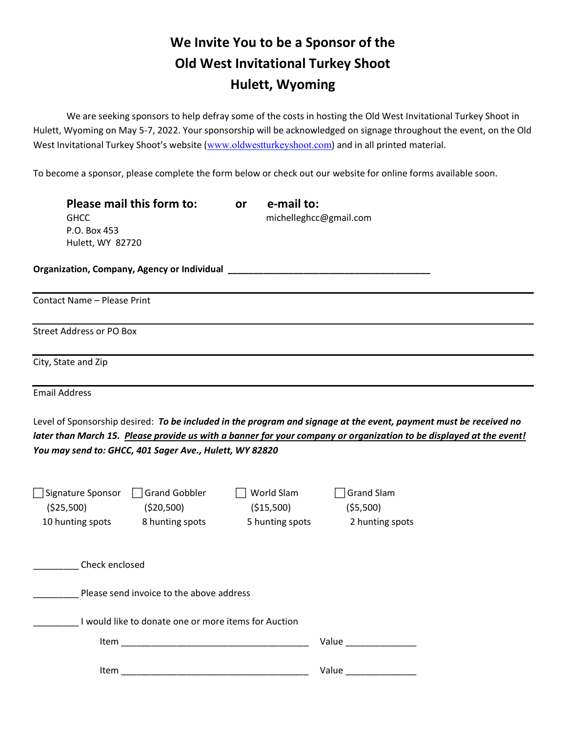# We Invite You to be a Sponsor of the Old West Invitational Turkey Shoot Hulett, Wyoming

We are seeking sponsors to help defray some of the costs in hosting the Old West Invitational Turkey Shoot in Hulett, Wyoming on May 5-7, 2022. Your sponsorship will be acknowledged on signage throughout the event, on the Old West Invitational Turkey Shoot's website (www.oldwestturkeyshoot.com) and in all printed material.

To become a sponsor, please complete the form below or check out our website for online forms available soon.

| **Please mail this form to:** | **or** | **e-mail to:** |
|---|---|---|
| GHCC<br>P.O. Box 453<br>Hulett, WY 82720 | | michelleghcc@gmail.com |

**Organization, Company, Agency or Individual** ________________________________________

Contact Name – Please Print

Street Address or PO Box

City, State and Zip

Email Address

Level of Sponsorship desired: ***To be included in the program and signage at the event, payment must be received no later than March 15. <u>Please provide us with a banner for your company or organization to be displayed at the event!</u> You may send to: GHCC, 401 Sager Ave., Hulett, WY 82820***

| ☐ Signature Sponsor | ☐ Grand Gobbler | ☐ World Slam | ☐ Grand Slam |
|---|---|---|---|
| ($25,500) | ($20,500) | ($15,500) | ($5,500) |
| 10 hunting spots | 8 hunting spots | 5 hunting spots | 2 hunting spots |

_________ Check enclosed

_________ Please send invoice to the above address

_________ I would like to donate one or more items for Auction

Item ____________________________________ Value ______________

Item ____________________________________ Value ______________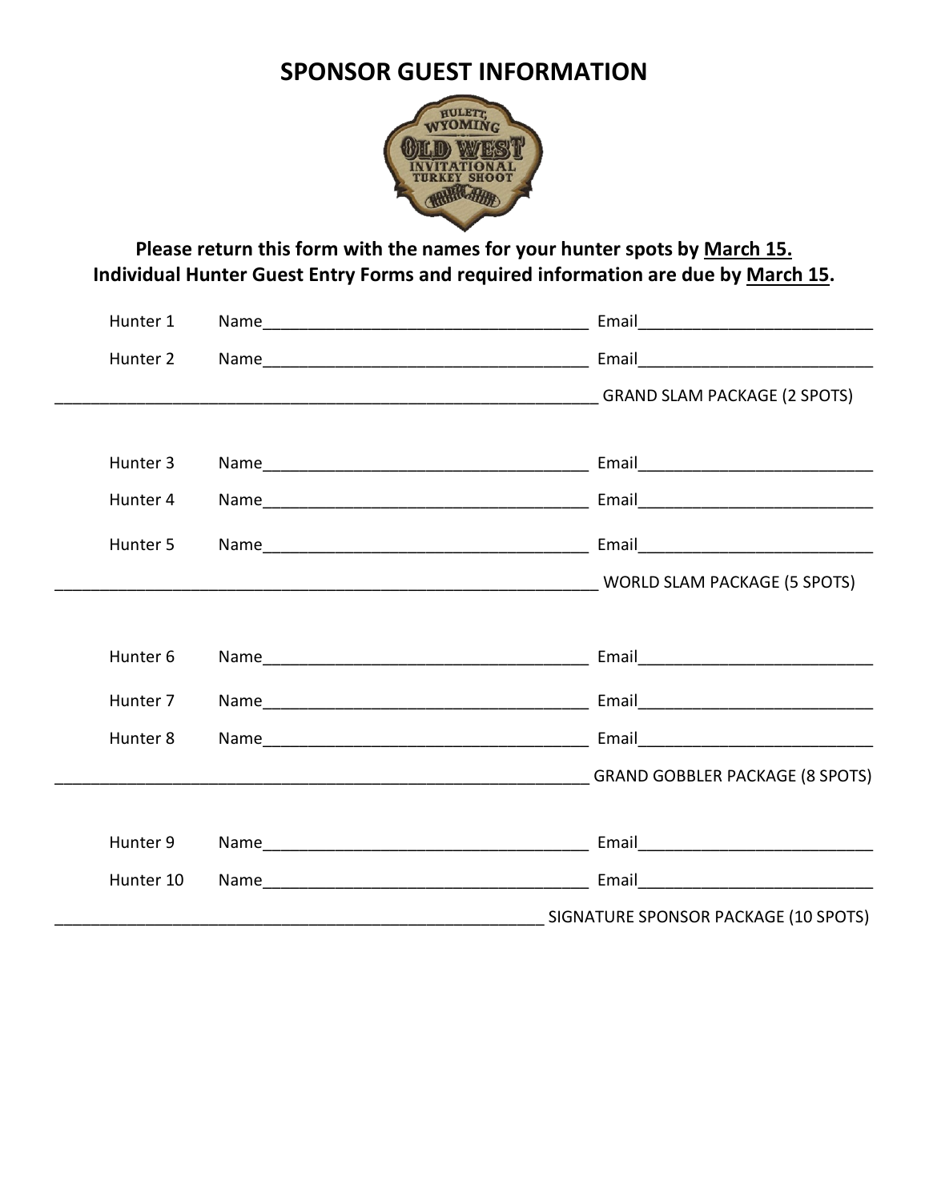# SPONSOR GUEST INFORMATION

**Please return this form with the names for your hunter spots by <u>March 15.</u>**
**Individual Hunter Guest Entry Forms and required information are due by <u>March 15</u>.**

Hunter 1 Name____________________________________ Email__________________________

Hunter 2 Name____________________________________ Email__________________________

____________________________________________________________ GRAND SLAM PACKAGE (2 SPOTS)

Hunter 3 Name____________________________________ Email__________________________

Hunter 4 Name____________________________________ Email__________________________

Hunter 5 Name____________________________________ Email__________________________

____________________________________________________________ WORLD SLAM PACKAGE (5 SPOTS)

Hunter 6 Name____________________________________ Email__________________________

Hunter 7 Name____________________________________ Email__________________________

Hunter 8 Name____________________________________ Email__________________________

____________________________________________________________ GRAND GOBBLER PACKAGE (8 SPOTS)

Hunter 9 Name____________________________________ Email__________________________

Hunter 10 Name____________________________________ Email__________________________

______________________________________________________ SIGNATURE SPONSOR PACKAGE (10 SPOTS)